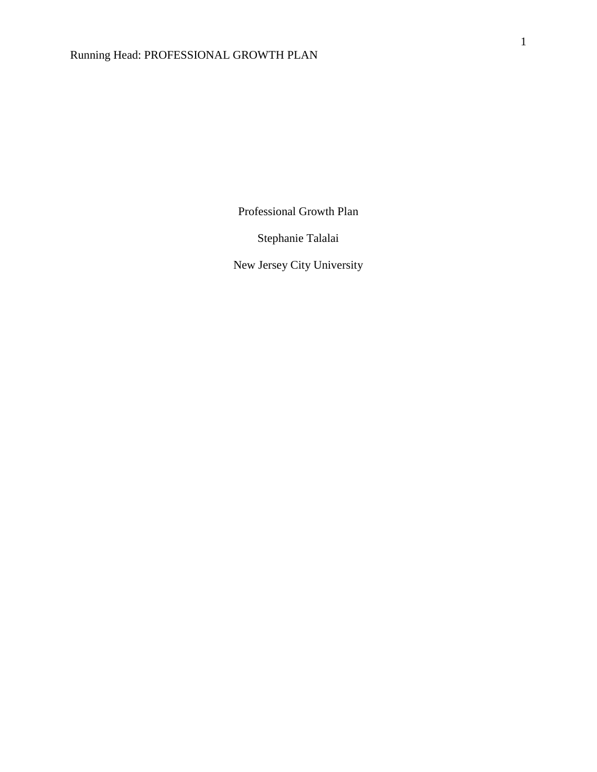# Professional Growth Plan

Stephanie Talalai

New Jersey City University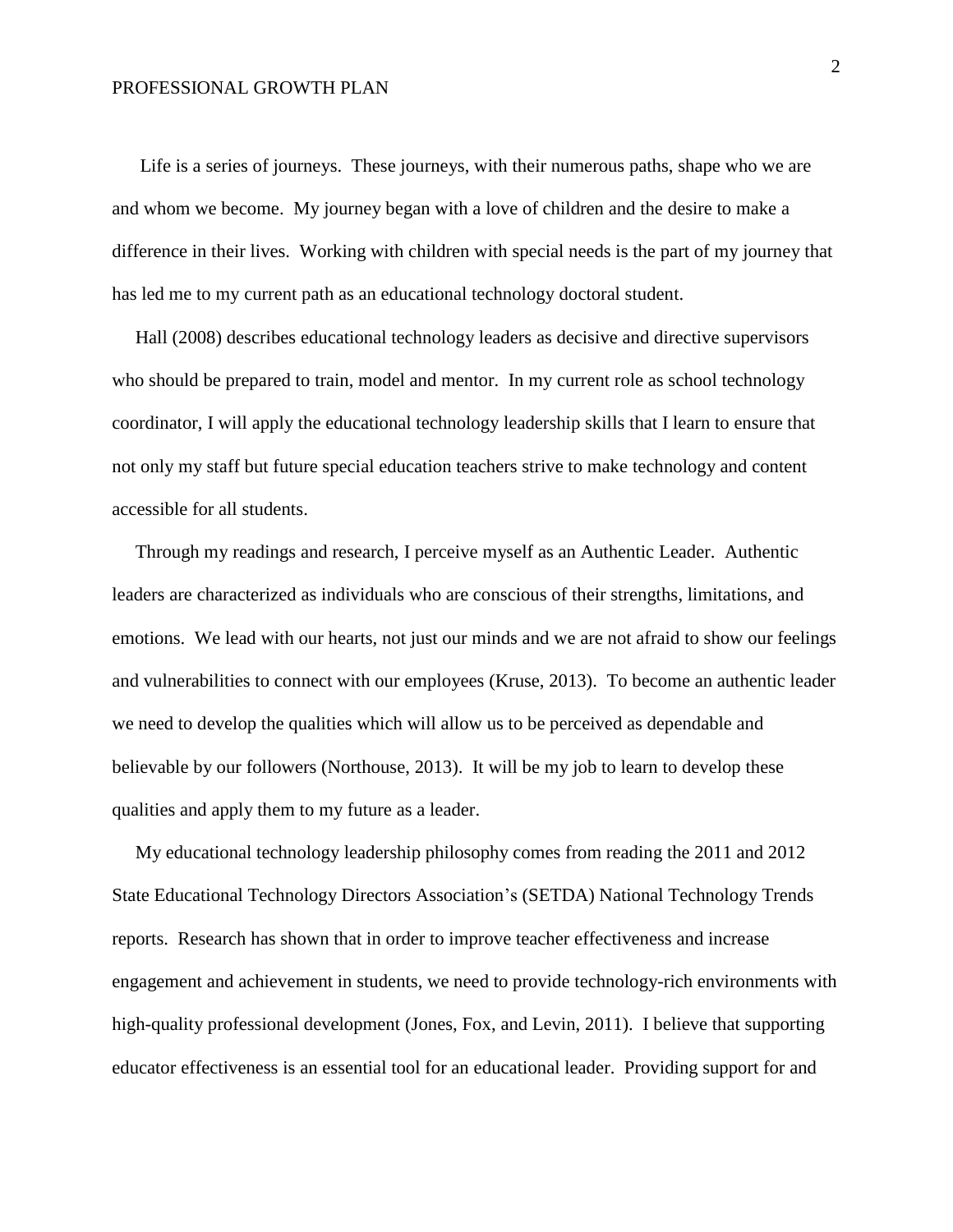Life is a series of journeys. These journeys, with their numerous paths, shape who we are and whom we become. My journey began with a love of children and the desire to make a difference in their lives. Working with children with special needs is the part of my journey that has led me to my current path as an educational technology doctoral student.

Hall (2008) describes educational technology leaders as decisive and directive supervisors who should be prepared to train, model and mentor. In my current role as school technology coordinator, I will apply the educational technology leadership skills that I learn to ensure that not only my staff but future special education teachers strive to make technology and content accessible for all students.

Through my readings and research, I perceive myself as an Authentic Leader. Authentic leaders are characterized as individuals who are conscious of their strengths, limitations, and emotions. We lead with our hearts, not just our minds and we are not afraid to show our feelings and vulnerabilities to connect with our employees (Kruse, 2013). To become an authentic leader we need to develop the qualities which will allow us to be perceived as dependable and believable by our followers (Northouse, 2013). It will be my job to learn to develop these qualities and apply them to my future as a leader.

My educational technology leadership philosophy comes from reading the 2011 and 2012 State Educational Technology Directors Association's (SETDA) National Technology Trends reports. Research has shown that in order to improve teacher effectiveness and increase engagement and achievement in students, we need to provide technology-rich environments with high-quality professional development (Jones, Fox, and Levin, 2011). I believe that supporting educator effectiveness is an essential tool for an educational leader. Providing support for and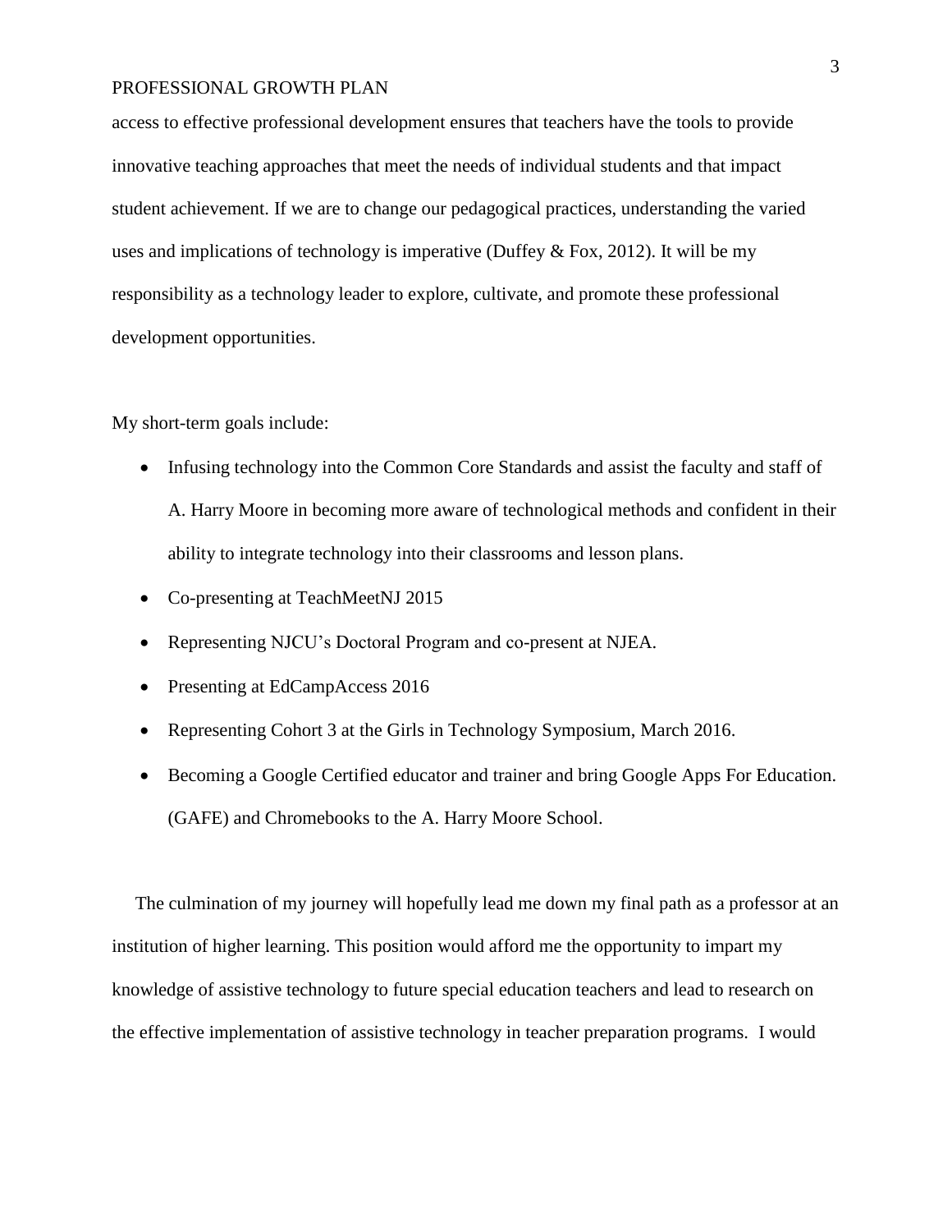access to effective professional development ensures that teachers have the tools to provide innovative teaching approaches that meet the needs of individual students and that impact student achievement. If we are to change our pedagogical practices, understanding the varied uses and implications of technology is imperative (Duffey & Fox, 2012). It will be my responsibility as a technology leader to explore, cultivate, and promote these professional development opportunities.

My short-term goals include:

- Infusing technology into the Common Core Standards and assist the faculty and staff of A. Harry Moore in becoming more aware of technological methods and confident in their ability to integrate technology into their classrooms and lesson plans.
- Co-presenting at TeachMeetNJ 2015
- Representing NJCU's Doctoral Program and co-present at NJEA.
- Presenting at EdCampAccess 2016
- Representing Cohort 3 at the Girls in Technology Symposium, March 2016.
- Becoming a Google Certified educator and trainer and bring Google Apps For Education. (GAFE) and Chromebooks to the A. Harry Moore School.

The culmination of my journey will hopefully lead me down my final path as a professor at an institution of higher learning. This position would afford me the opportunity to impart my knowledge of assistive technology to future special education teachers and lead to research on the effective implementation of assistive technology in teacher preparation programs. I would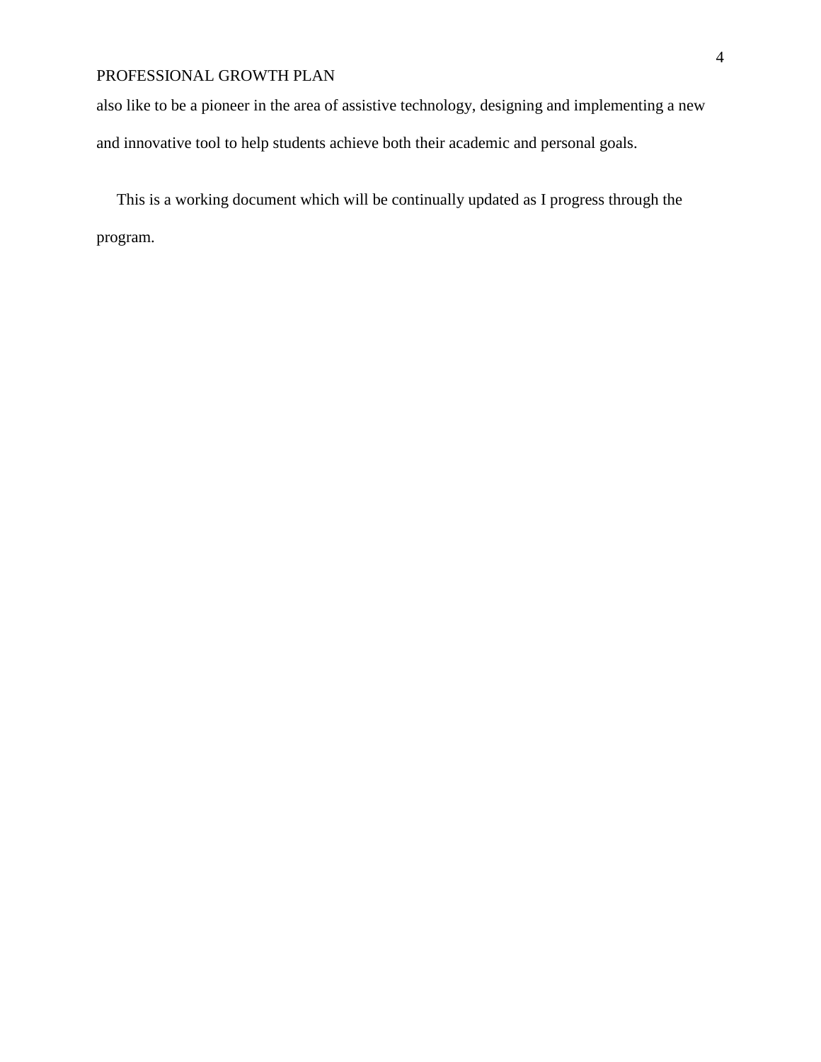also like to be a pioneer in the area of assistive technology, designing and implementing a new and innovative tool to help students achieve both their academic and personal goals.

This is a working document which will be continually updated as I progress through the program.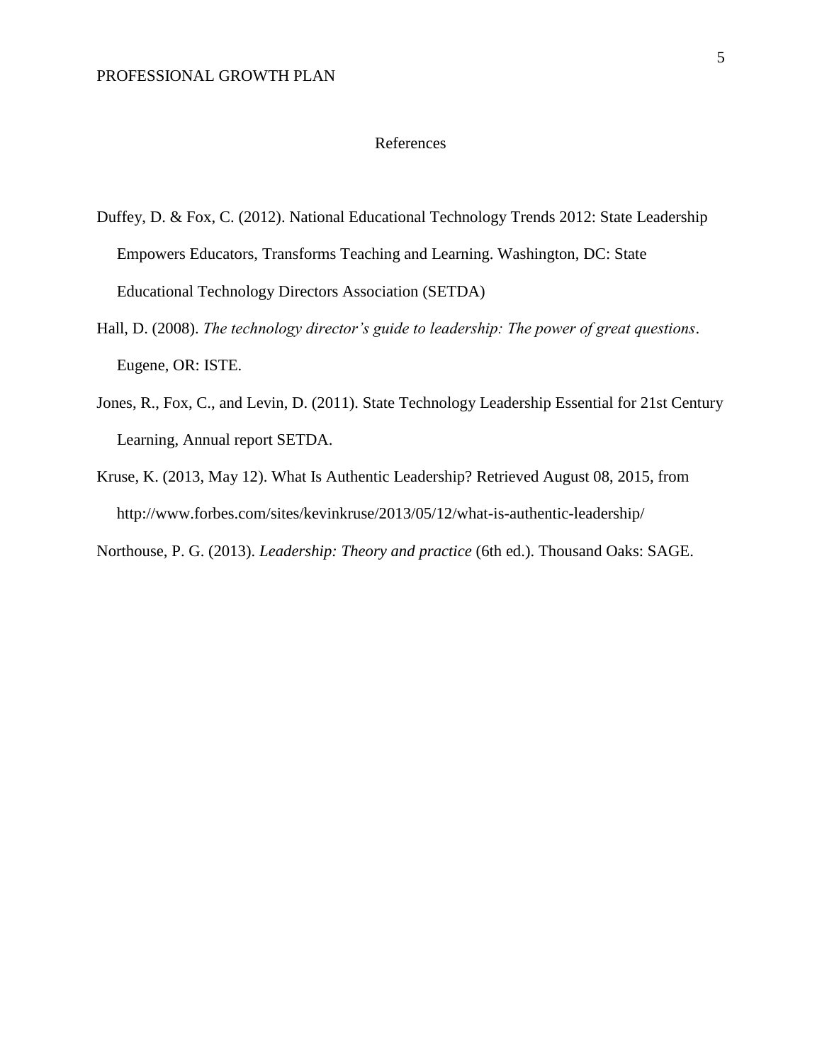# References

Duffey, D. & Fox, C. (2012). National Educational Technology Trends 2012: State Leadership Empowers Educators, Transforms Teaching and Learning. Washington, DC: State Educational Technology Directors Association (SETDA)

Hall, D. (2008). *The technology director's guide to leadership: The power of great questions*. Eugene, OR: ISTE.

Jones, R., Fox, C., and Levin, D. (2011). State Technology Leadership Essential for 21st Century Learning, Annual report SETDA.

Kruse, K. (2013, May 12). What Is Authentic Leadership? Retrieved August 08, 2015, from http://www.forbes.com/sites/kevinkruse/2013/05/12/what-is-authentic-leadership/

Northouse, P. G. (2013). *Leadership: Theory and practice* (6th ed.). Thousand Oaks: SAGE.